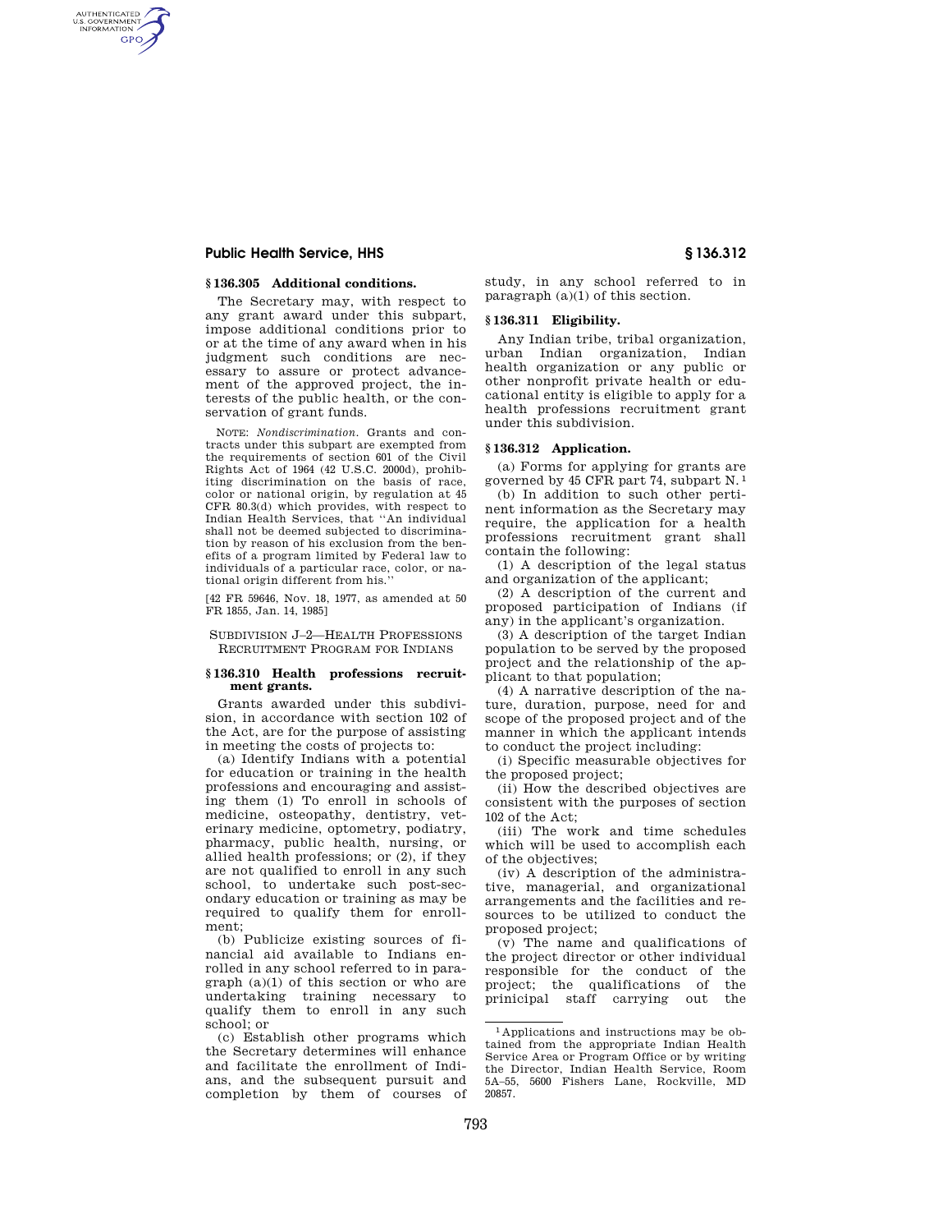## § 136.305 Additional conditions.

The Secretary may, with respect to any grant award under this subpart, impose additional conditions prior to or at the time of any award when in his judgment such conditions are necessary to assure or protect advancement of the approved project, the interests of the public health, or the conservation of grant funds.

NOTE: *Nondiscrimination.* Grants and contracts under this subpart are exempted from the requirements of section 601 of the Civil Rights Act of 1964 (42 U.S.C. 2000d), prohibiting discrimination on the basis of race, color or national origin, by regulation at 45 CFR 80.3(d) which provides, with respect to Indian Health Services, that ''An individual shall not be deemed subjected to discrimination by reason of his exclusion from the benefits of a program limited by Federal law to individuals of a particular race, color, or national origin different from his.''

[42 FR 59646, Nov. 18, 1977, as amended at 50 FR 1855, Jan. 14, 1985]

### SUBDIVISION J–2—HEALTH PROFESSIONS RECRUITMENT PROGRAM FOR INDIANS

## § 136.310 Health professions recruitment grants.

Grants awarded under this subdivision, in accordance with section 102 of the Act, are for the purpose of assisting in meeting the costs of projects to:

(a) Identify Indians with a potential for education or training in the health professions and encouraging and assisting them (1) To enroll in schools of medicine, osteopathy, dentistry, veterinary medicine, optometry, podiatry, pharmacy, public health, nursing, or allied health professions; or (2), if they are not qualified to enroll in any such school, to undertake such post-secondary education or training as may be required to qualify them for enrollment;

(b) Publicize existing sources of financial aid available to Indians enrolled in any school referred to in paragraph (a)(1) of this section or who are undertaking training necessary to qualify them to enroll in any such school; or

(c) Establish other programs which the Secretary determines will enhance and facilitate the enrollment of Indians, and the subsequent pursuit and completion by them of courses of study, in any school referred to in paragraph (a)(1) of this section.

## § 136.311 Eligibility.

Any Indian tribe, tribal organization, urban Indian organization, Indian health organization or any public or other nonprofit private health or educational entity is eligible to apply for a health professions recruitment grant under this subdivision.

## § 136.312 Application.

(a) Forms for applying for grants are governed by 45 CFR part 74, subpart N.[1]

(b) In addition to such other pertinent information as the Secretary may require, the application for a health professions recruitment grant shall contain the following:

(1) A description of the legal status and organization of the applicant;

(2) A description of the current and proposed participation of Indians (if any) in the applicant's organization.

(3) A description of the target Indian population to be served by the proposed project and the relationship of the applicant to that population;

(4) A narrative description of the nature, duration, purpose, need for and scope of the proposed project and of the manner in which the applicant intends to conduct the project including:

(i) Specific measurable objectives for the proposed project;

(ii) How the described objectives are consistent with the purposes of section 102 of the Act;

(iii) The work and time schedules which will be used to accomplish each of the objectives;

(iv) A description of the administrative, managerial, and organizational arrangements and the facilities and resources to be utilized to conduct the proposed project;

(v) The name and qualifications of the project director or other individual responsible for the conduct of the project; the qualifications of the principal staff carrying out the

[1] Applications and instructions may be obtained from the appropriate Indian Health Service Area or Program Office or by writing the Director, Indian Health Service, Room 5A–55, 5600 Fishers Lane, Rockville, MD 20857.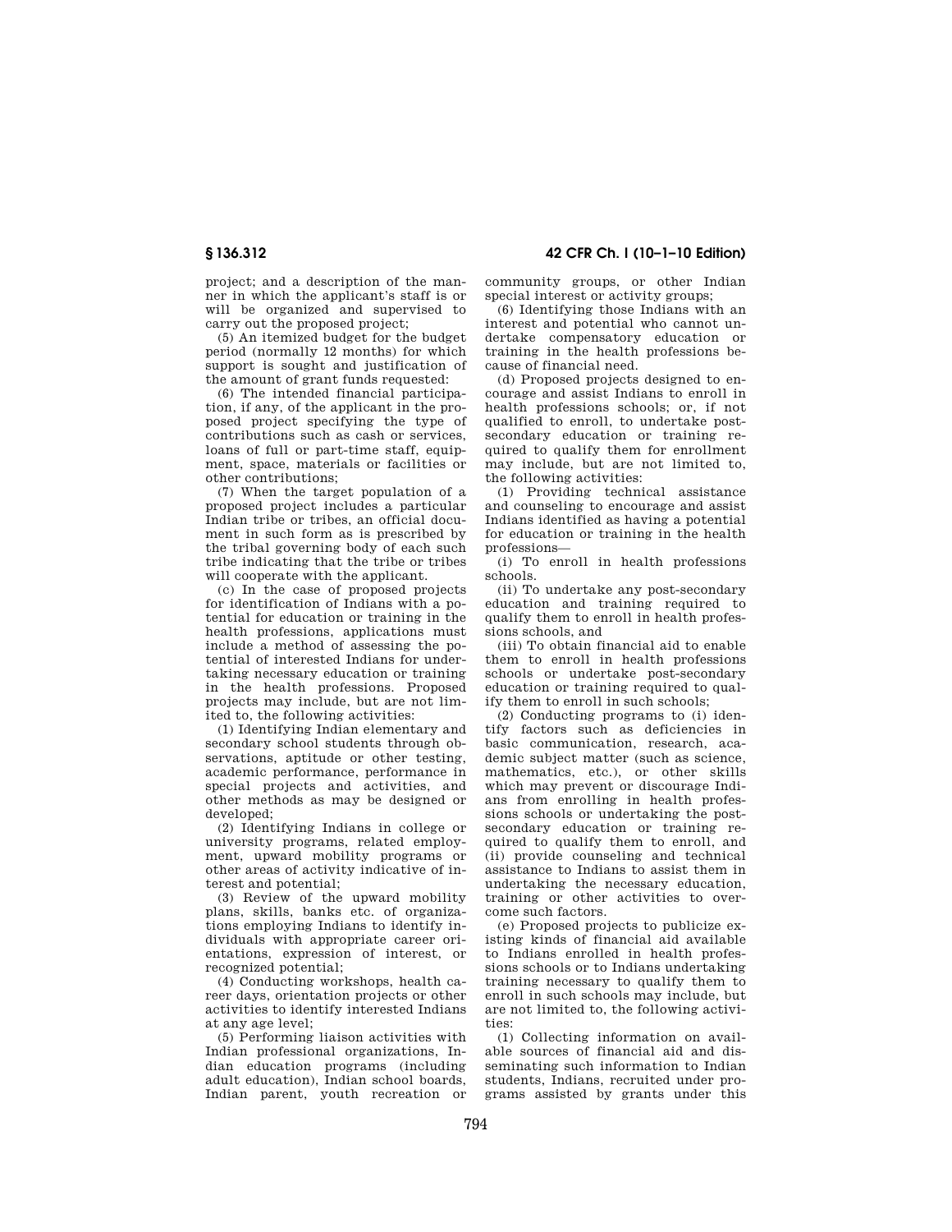project; and a description of the manner in which the applicant's staff is or will be organized and supervised to carry out the proposed project;

(5) An itemized budget for the budget period (normally 12 months) for which support is sought and justification of the amount of grant funds requested:

(6) The intended financial participation, if any, of the applicant in the proposed project specifying the type of contributions such as cash or services, loans of full or part-time staff, equipment, space, materials or facilities or other contributions;

(7) When the target population of a proposed project includes a particular Indian tribe or tribes, an official document in such form as is prescribed by the tribal governing body of each such tribe indicating that the tribe or tribes will cooperate with the applicant.

(c) In the case of proposed projects for identification of Indians with a potential for education or training in the health professions, applications must include a method of assessing the potential of interested Indians for undertaking necessary education or training in the health professions. Proposed projects may include, but are not limited to, the following activities:

(1) Identifying Indian elementary and secondary school students through observations, aptitude or other testing, academic performance, performance in special projects and activities, and other methods as may be designed or developed;

(2) Identifying Indians in college or university programs, related employment, upward mobility programs or other areas of activity indicative of interest and potential;

(3) Review of the upward mobility plans, skills, banks etc. of organizations employing Indians to identify individuals with appropriate career orientations, expression of interest, or recognized potential;

(4) Conducting workshops, health career days, orientation projects or other activities to identify interested Indians at any age level;

(5) Performing liaison activities with Indian professional organizations, Indian education programs (including adult education), Indian school boards, Indian parent, youth recreation or community groups, or other Indian special interest or activity groups;

(6) Identifying those Indians with an interest and potential who cannot undertake compensatory education or training in the health professions because of financial need.

(d) Proposed projects designed to encourage and assist Indians to enroll in health professions schools; or, if not qualified to enroll, to undertake post-secondary education or training required to qualify them for enrollment may include, but are not limited to, the following activities:

(1) Providing technical assistance and counseling to encourage and assist Indians identified as having a potential for education or training in the health professions—

(i) To enroll in health professions schools.

(ii) To undertake any post-secondary education and training required to qualify them to enroll in health professions schools, and

(iii) To obtain financial aid to enable them to enroll in health professions schools or undertake post-secondary education or training required to qualify them to enroll in such schools;

(2) Conducting programs to (i) identify factors such as deficiencies in basic communication, research, academic subject matter (such as science, mathematics, etc.), or other skills which may prevent or discourage Indians from enrolling in health professions schools or undertaking the post-secondary education or training required to qualify them to enroll, and (ii) provide counseling and technical assistance to Indians to assist them in undertaking the necessary education, training or other activities to overcome such factors.

(e) Proposed projects to publicize existing kinds of financial aid available to Indians enrolled in health professions schools or to Indians undertaking training necessary to qualify them to enroll in such schools may include, but are not limited to, the following activities:

(1) Collecting information on available sources of financial aid and disseminating such information to Indian students, Indians, recruited under programs assisted by grants under this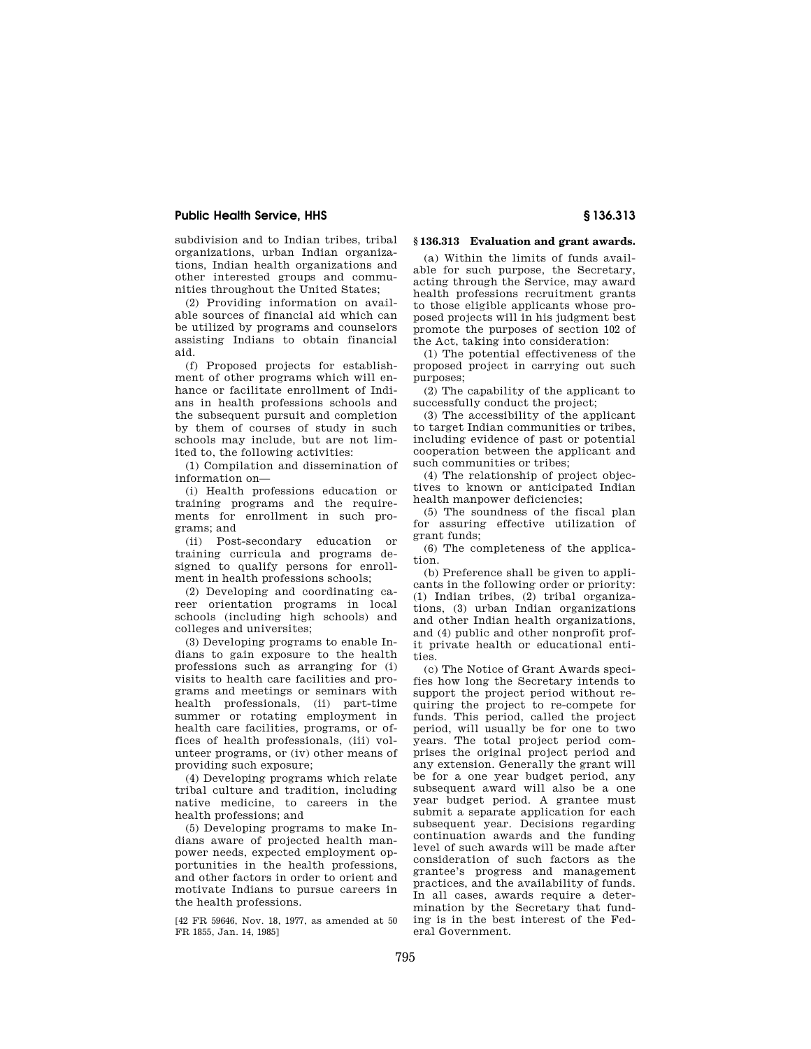subdivision and to Indian tribes, tribal organizations, urban Indian organizations, Indian health organizations and other interested groups and communities throughout the United States;

(2) Providing information on available sources of financial aid which can be utilized by programs and counselors assisting Indians to obtain financial aid.

(f) Proposed projects for establishment of other programs which will enhance or facilitate enrollment of Indians in health professions schools and the subsequent pursuit and completion by them of courses of study in such schools may include, but are not limited to, the following activities:

(1) Compilation and dissemination of information on—

(i) Health professions education or training programs and the requirements for enrollment in such programs; and

(ii) Post-secondary education or training curricula and programs designed to qualify persons for enrollment in health professions schools;

(2) Developing and coordinating career orientation programs in local schools (including high schools) and colleges and universites;

(3) Developing programs to enable Indians to gain exposure to the health professions such as arranging for (i) visits to health care facilities and programs and meetings or seminars with health professionals, (ii) part-time summer or rotating employment in health care facilities, programs, or offices of health professionals, (iii) volunteer programs, or (iv) other means of providing such exposure;

(4) Developing programs which relate tribal culture and tradition, including native medicine, to careers in the health professions; and

(5) Developing programs to make Indians aware of projected health manpower needs, expected employment opportunities in the health professions, and other factors in order to orient and motivate Indians to pursue careers in the health professions.

[42 FR 59646, Nov. 18, 1977, as amended at 50 FR 1855, Jan. 14, 1985]

## § 136.313 Evaluation and grant awards.

(a) Within the limits of funds available for such purpose, the Secretary, acting through the Service, may award health professions recruitment grants to those eligible applicants whose proposed projects will in his judgment best promote the purposes of section 102 of the Act, taking into consideration:

(1) The potential effectiveness of the proposed project in carrying out such purposes;

(2) The capability of the applicant to successfully conduct the project;

(3) The accessibility of the applicant to target Indian communities or tribes, including evidence of past or potential cooperation between the applicant and such communities or tribes;

(4) The relationship of project objectives to known or anticipated Indian health manpower deficiencies;

(5) The soundness of the fiscal plan for assuring effective utilization of grant funds;

(6) The completeness of the application.

(b) Preference shall be given to applicants in the following order or priority: (1) Indian tribes, (2) tribal organizations, (3) urban Indian organizations and other Indian health organizations, and (4) public and other nonprofit private health or educational entities.

(c) The Notice of Grant Awards specifies how long the Secretary intends to support the project period without requiring the project to re-compete for funds. This period, called the project period, will usually be for one to two years. The total project period comprises the original project period and any extension. Generally the grant will be for a one year budget period, any subsequent award will also be a one year budget period. A grantee must submit a separate application for each subsequent year. Decisions regarding continuation awards and the funding level of such awards will be made after consideration of such factors as the grantee's progress and management practices, and the availability of funds. In all cases, awards require a determination by the Secretary that funding is in the best interest of the Federal Government.